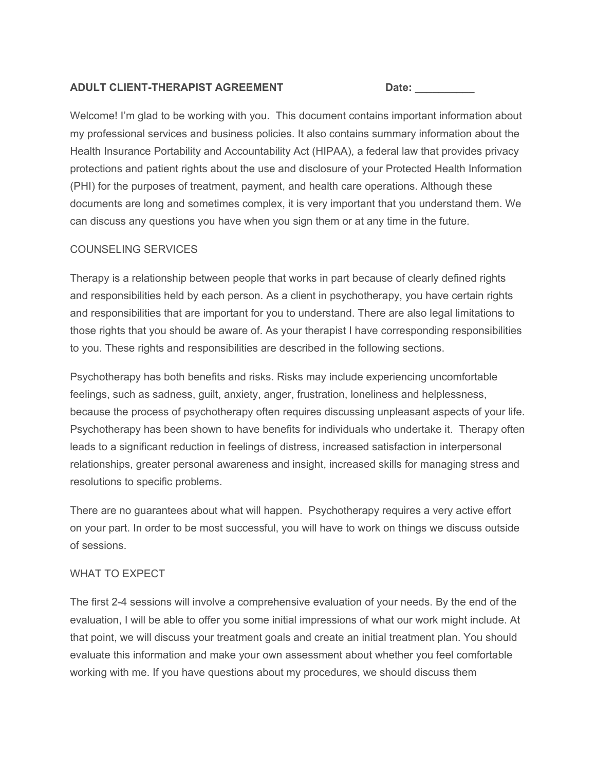**ADULT CLIENT-THERAPIST AGREEMENT** **Date: __________**

Welcome! I'm glad to be working with you. This document contains important information about my professional services and business policies. It also contains summary information about the Health Insurance Portability and Accountability Act (HIPAA), a federal law that provides privacy protections and patient rights about the use and disclosure of your Protected Health Information (PHI) for the purposes of treatment, payment, and health care operations. Although these documents are long and sometimes complex, it is very important that you understand them. We can discuss any questions you have when you sign them or at any time in the future.

## COUNSELING SERVICES

Therapy is a relationship between people that works in part because of clearly defined rights and responsibilities held by each person. As a client in psychotherapy, you have certain rights and responsibilities that are important for you to understand. There are also legal limitations to those rights that you should be aware of. As your therapist I have corresponding responsibilities to you. These rights and responsibilities are described in the following sections.

Psychotherapy has both benefits and risks. Risks may include experiencing uncomfortable feelings, such as sadness, guilt, anxiety, anger, frustration, loneliness and helplessness, because the process of psychotherapy often requires discussing unpleasant aspects of your life. Psychotherapy has been shown to have benefits for individuals who undertake it. Therapy often leads to a significant reduction in feelings of distress, increased satisfaction in interpersonal relationships, greater personal awareness and insight, increased skills for managing stress and resolutions to specific problems.

There are no guarantees about what will happen. Psychotherapy requires a very active effort on your part. In order to be most successful, you will have to work on things we discuss outside of sessions.

## WHAT TO EXPECT

The first 2-4 sessions will involve a comprehensive evaluation of your needs. By the end of the evaluation, I will be able to offer you some initial impressions of what our work might include. At that point, we will discuss your treatment goals and create an initial treatment plan. You should evaluate this information and make your own assessment about whether you feel comfortable working with me. If you have questions about my procedures, we should discuss them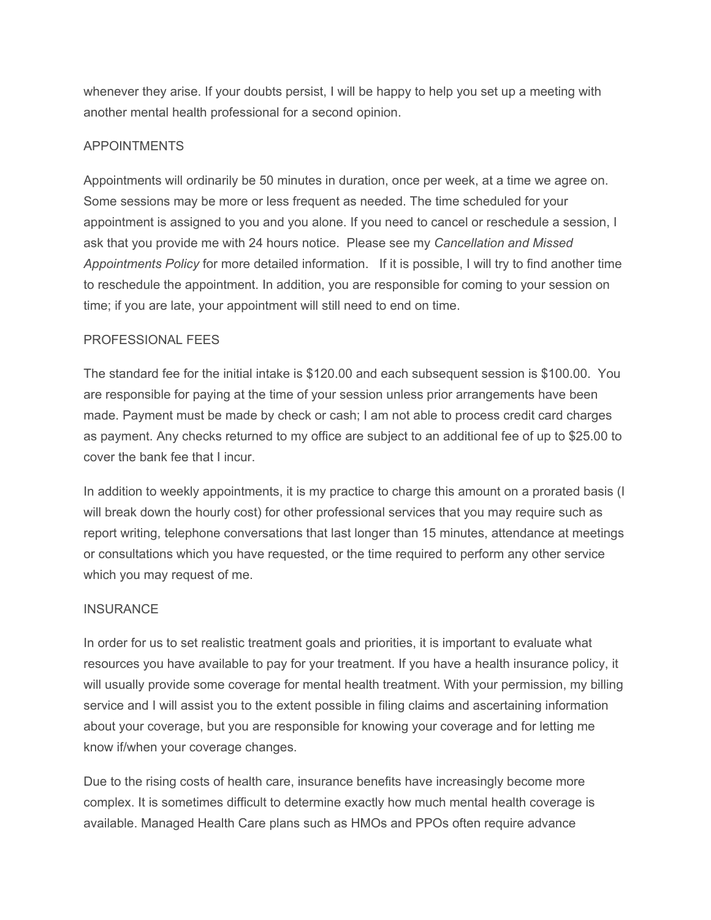whenever they arise. If your doubts persist, I will be happy to help you set up a meeting with another mental health professional for a second opinion.

## APPOINTMENTS

Appointments will ordinarily be 50 minutes in duration, once per week, at a time we agree on. Some sessions may be more or less frequent as needed. The time scheduled for your appointment is assigned to you and you alone. If you need to cancel or reschedule a session, I ask that you provide me with 24 hours notice. Please see my *Cancellation and Missed Appointments Policy* for more detailed information. If it is possible, I will try to find another time to reschedule the appointment. In addition, you are responsible for coming to your session on time; if you are late, your appointment will still need to end on time.

## PROFESSIONAL FEES

The standard fee for the initial intake is $120.00 and each subsequent session is $100.00. You are responsible for paying at the time of your session unless prior arrangements have been made. Payment must be made by check or cash; I am not able to process credit card charges as payment. Any checks returned to my office are subject to an additional fee of up to $25.00 to cover the bank fee that I incur.

In addition to weekly appointments, it is my practice to charge this amount on a prorated basis (I will break down the hourly cost) for other professional services that you may require such as report writing, telephone conversations that last longer than 15 minutes, attendance at meetings or consultations which you have requested, or the time required to perform any other service which you may request of me.

## INSURANCE

In order for us to set realistic treatment goals and priorities, it is important to evaluate what resources you have available to pay for your treatment. If you have a health insurance policy, it will usually provide some coverage for mental health treatment. With your permission, my billing service and I will assist you to the extent possible in filing claims and ascertaining information about your coverage, but you are responsible for knowing your coverage and for letting me know if/when your coverage changes.

Due to the rising costs of health care, insurance benefits have increasingly become more complex. It is sometimes difficult to determine exactly how much mental health coverage is available. Managed Health Care plans such as HMOs and PPOs often require advance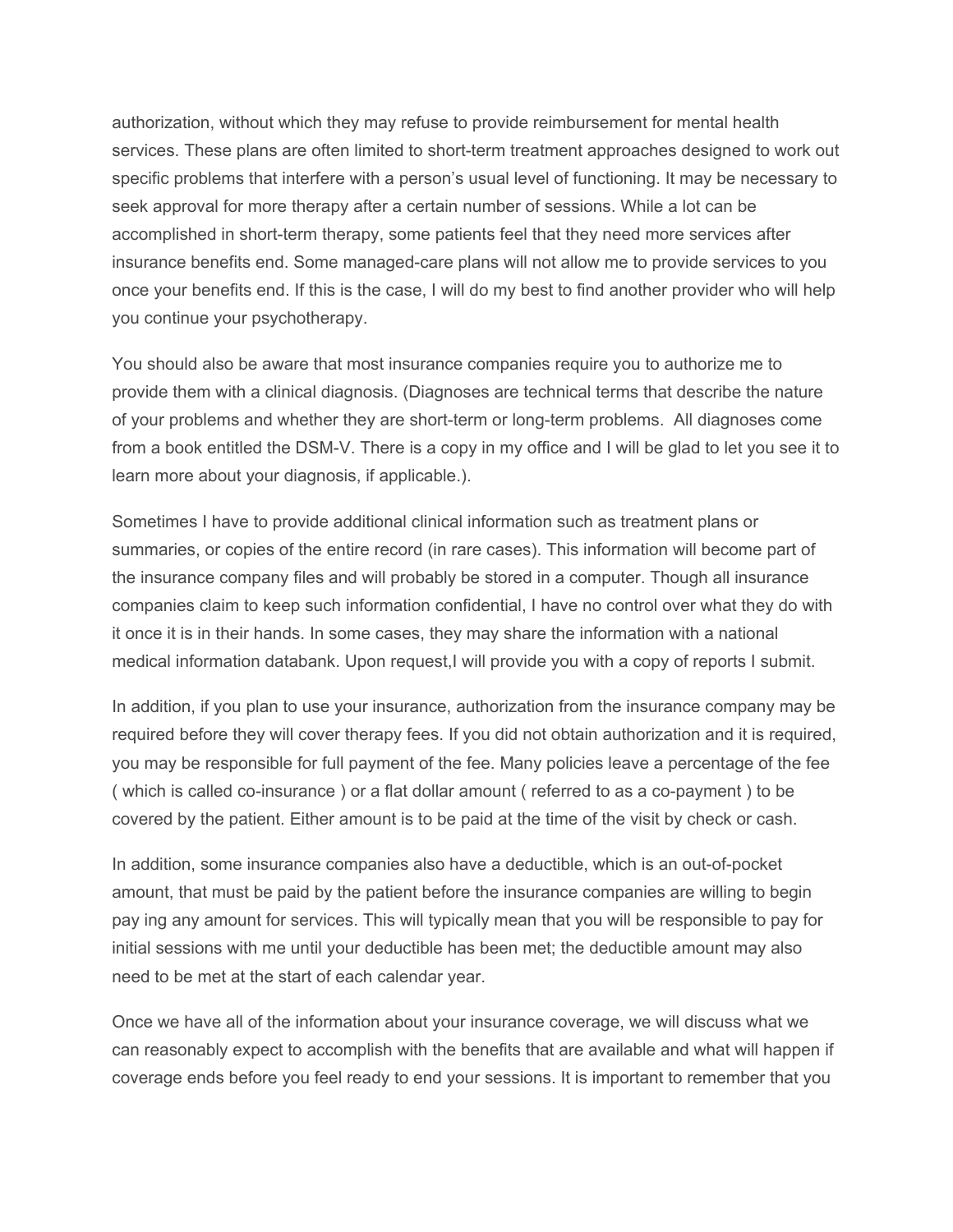authorization, without which they may refuse to provide reimbursement for mental health services. These plans are often limited to short-term treatment approaches designed to work out specific problems that interfere with a person's usual level of functioning. It may be necessary to seek approval for more therapy after a certain number of sessions. While a lot can be accomplished in short-term therapy, some patients feel that they need more services after insurance benefits end. Some managed-care plans will not allow me to provide services to you once your benefits end. If this is the case, I will do my best to find another provider who will help you continue your psychotherapy.

You should also be aware that most insurance companies require you to authorize me to provide them with a clinical diagnosis. (Diagnoses are technical terms that describe the nature of your problems and whether they are short-term or long-term problems.  All diagnoses come from a book entitled the DSM-V. There is a copy in my office and I will be glad to let you see it to learn more about your diagnosis, if applicable.).

Sometimes I have to provide additional clinical information such as treatment plans or summaries, or copies of the entire record (in rare cases). This information will become part of the insurance company files and will probably be stored in a computer. Though all insurance companies claim to keep such information confidential, I have no control over what they do with it once it is in their hands. In some cases, they may share the information with a national medical information databank. Upon request,I will provide you with a copy of reports I submit.

In addition, if you plan to use your insurance, authorization from the insurance company may be required before they will cover therapy fees. If you did not obtain authorization and it is required, you may be responsible for full payment of the fee. Many policies leave a percentage of the fee ( which is called co-insurance ) or a flat dollar amount ( referred to as a co-payment ) to be covered by the patient. Either amount is to be paid at the time of the visit by check or cash.

In addition, some insurance companies also have a deductible, which is an out-of-pocket amount, that must be paid by the patient before the insurance companies are willing to begin pay ing any amount for services. This will typically mean that you will be responsible to pay for initial sessions with me until your deductible has been met; the deductible amount may also need to be met at the start of each calendar year.

Once we have all of the information about your insurance coverage, we will discuss what we can reasonably expect to accomplish with the benefits that are available and what will happen if coverage ends before you feel ready to end your sessions. It is important to remember that you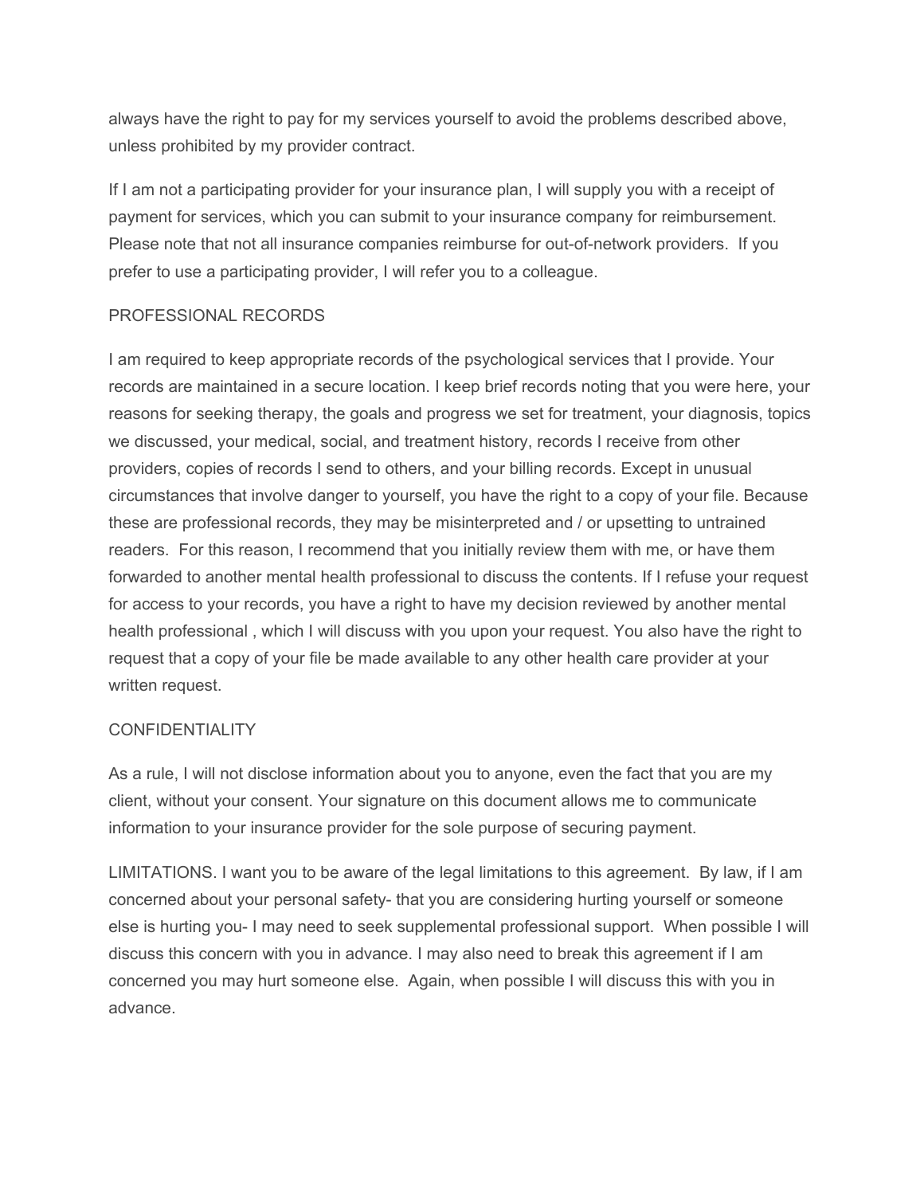always have the right to pay for my services yourself to avoid the problems described above, unless prohibited by my provider contract.

If I am not a participating provider for your insurance plan, I will supply you with a receipt of payment for services, which you can submit to your insurance company for reimbursement. Please note that not all insurance companies reimburse for out-of-network providers. If you prefer to use a participating provider, I will refer you to a colleague.

## PROFESSIONAL RECORDS

I am required to keep appropriate records of the psychological services that I provide. Your records are maintained in a secure location. I keep brief records noting that you were here, your reasons for seeking therapy, the goals and progress we set for treatment, your diagnosis, topics we discussed, your medical, social, and treatment history, records I receive from other providers, copies of records I send to others, and your billing records. Except in unusual circumstances that involve danger to yourself, you have the right to a copy of your file. Because these are professional records, they may be misinterpreted and / or upsetting to untrained readers. For this reason, I recommend that you initially review them with me, or have them forwarded to another mental health professional to discuss the contents. If I refuse your request for access to your records, you have a right to have my decision reviewed by another mental health professional , which I will discuss with you upon your request. You also have the right to request that a copy of your file be made available to any other health care provider at your written request.

## CONFIDENTIALITY

As a rule, I will not disclose information about you to anyone, even the fact that you are my client, without your consent. Your signature on this document allows me to communicate information to your insurance provider for the sole purpose of securing payment.

LIMITATIONS. I want you to be aware of the legal limitations to this agreement. By law, if I am concerned about your personal safety- that you are considering hurting yourself or someone else is hurting you- I may need to seek supplemental professional support. When possible I will discuss this concern with you in advance. I may also need to break this agreement if I am concerned you may hurt someone else. Again, when possible I will discuss this with you in advance.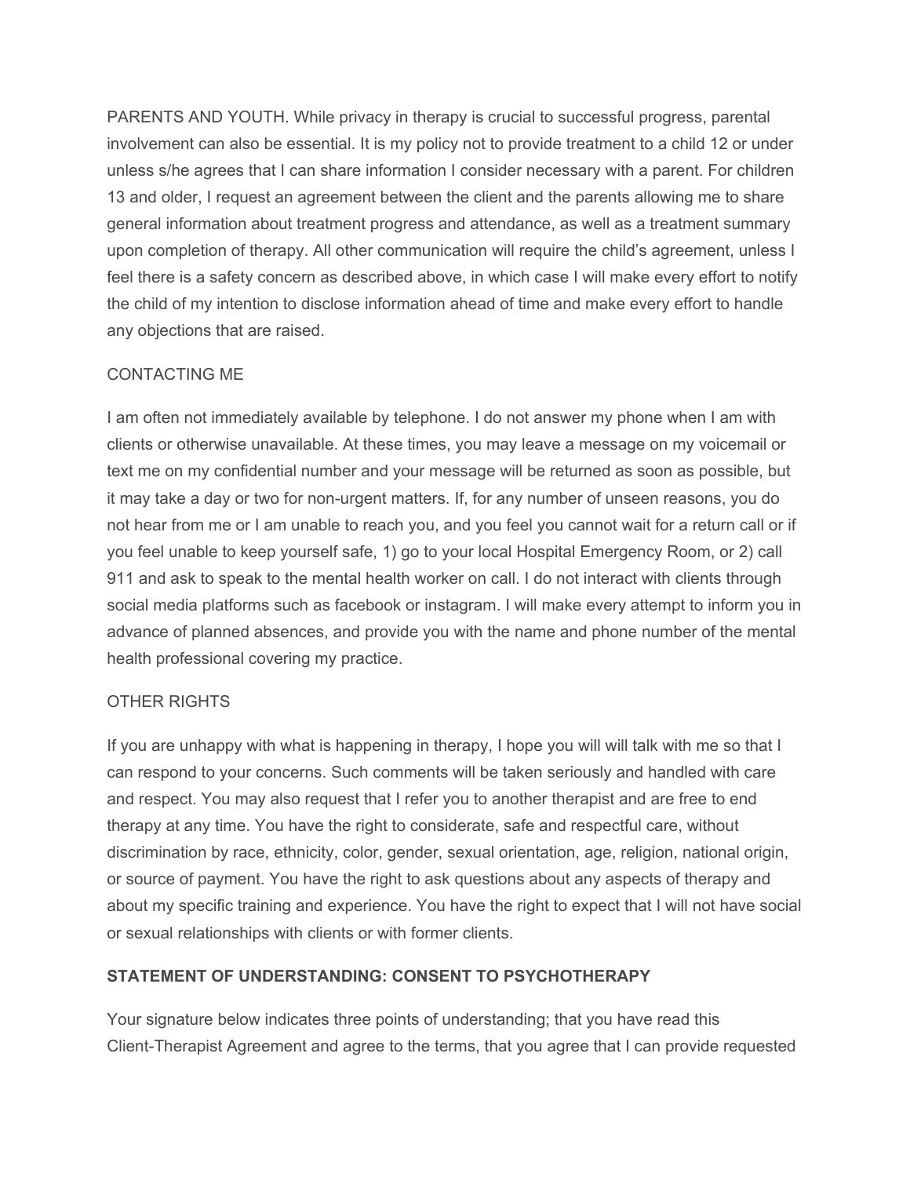PARENTS AND YOUTH. While privacy in therapy is crucial to successful progress, parental involvement can also be essential. It is my policy not to provide treatment to a child 12 or under unless s/he agrees that I can share information I consider necessary with a parent. For children 13 and older, I request an agreement between the client and the parents allowing me to share general information about treatment progress and attendance, as well as a treatment summary upon completion of therapy. All other communication will require the child's agreement, unless I feel there is a safety concern as described above, in which case I will make every effort to notify the child of my intention to disclose information ahead of time and make every effort to handle any objections that are raised.

CONTACTING ME

I am often not immediately available by telephone. I do not answer my phone when I am with clients or otherwise unavailable. At these times, you may leave a message on my voicemail or text me on my confidential number and your message will be returned as soon as possible, but it may take a day or two for non-urgent matters. If, for any number of unseen reasons, you do not hear from me or I am unable to reach you, and you feel you cannot wait for a return call or if you feel unable to keep yourself safe, 1) go to your local Hospital Emergency Room, or 2) call 911 and ask to speak to the mental health worker on call. I do not interact with clients through social media platforms such as facebook or instagram. I will make every attempt to inform you in advance of planned absences, and provide you with the name and phone number of the mental health professional covering my practice.

OTHER RIGHTS

If you are unhappy with what is happening in therapy, I hope you will will talk with me so that I can respond to your concerns. Such comments will be taken seriously and handled with care and respect. You may also request that I refer you to another therapist and are free to end therapy at any time. You have the right to considerate, safe and respectful care, without discrimination by race, ethnicity, color, gender, sexual orientation, age, religion, national origin, or source of payment. You have the right to ask questions about any aspects of therapy and about my specific training and experience. You have the right to expect that I will not have social or sexual relationships with clients or with former clients.

**STATEMENT OF UNDERSTANDING: CONSENT TO PSYCHOTHERAPY**

Your signature below indicates three points of understanding; that you have read this Client-Therapist Agreement and agree to the terms, that you agree that I can provide requested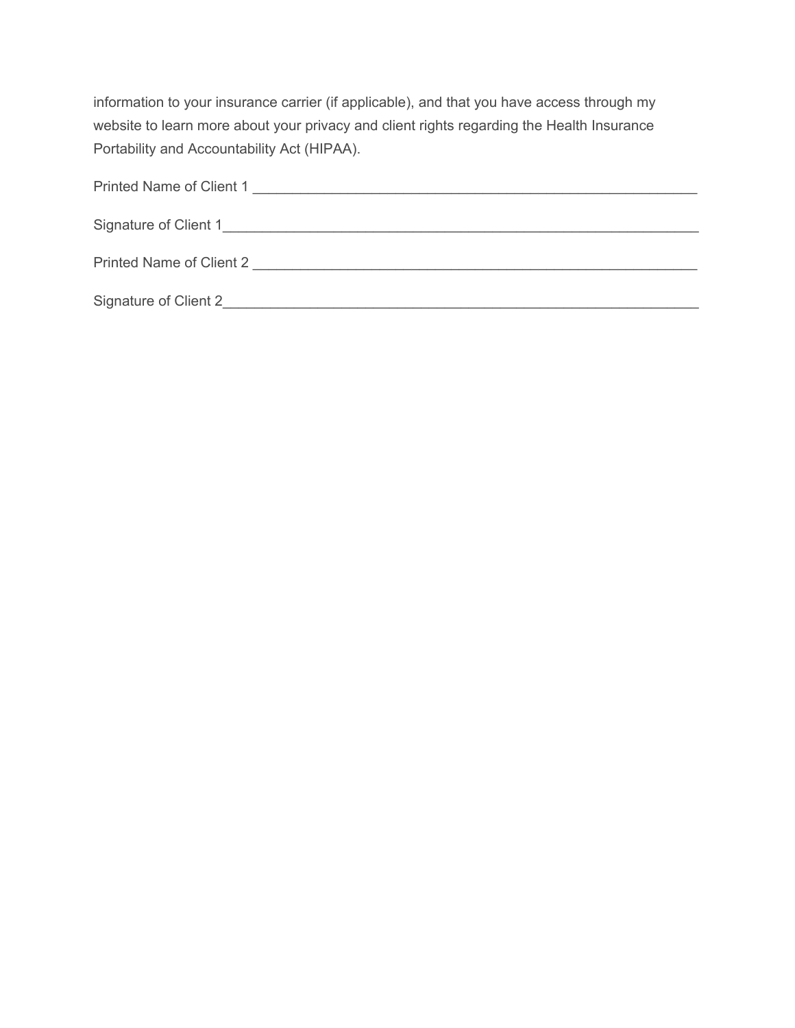information to your insurance carrier (if applicable), and that you have access through my website to learn more about your privacy and client rights regarding the Health Insurance Portability and Accountability Act (HIPAA).

Printed Name of Client 1 ___________________________________________________________

Signature of Client 1________________________________________________________________

Printed Name of Client 2 ___________________________________________________________

Signature of Client 2________________________________________________________________